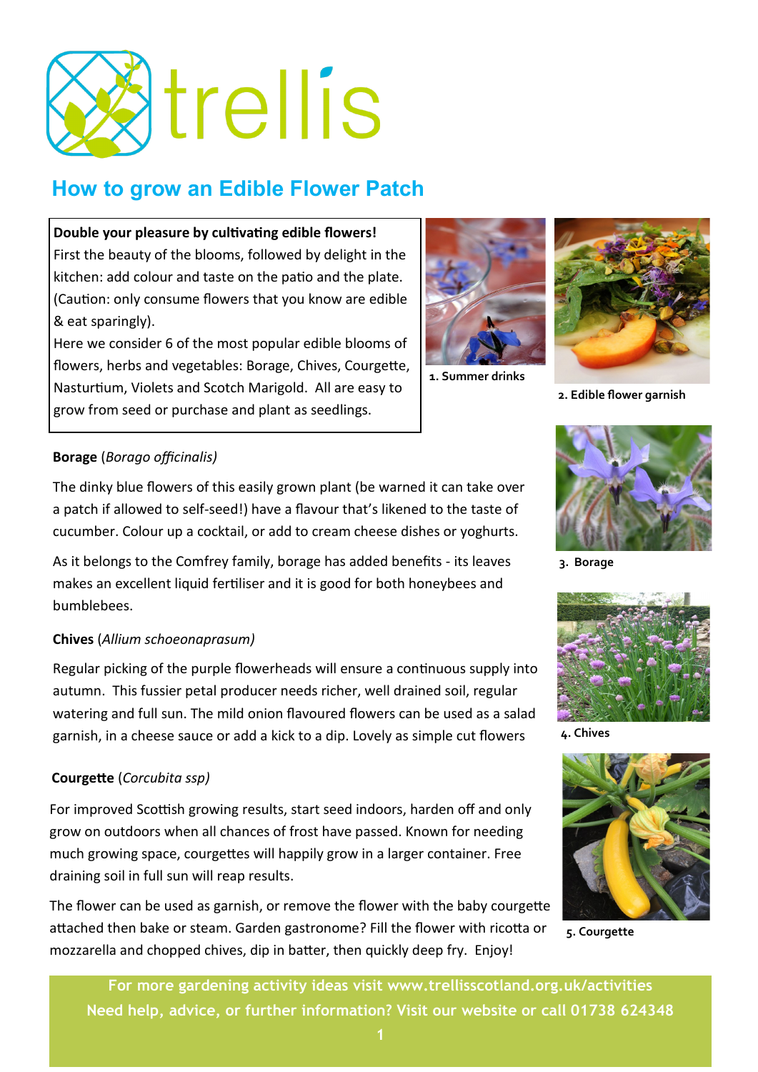# trellis

## How to grow an Edible Flower Patch

**Double your pleasure by cultivating edible flowers!**
First the beauty of the blooms, followed by delight in the kitchen: add colour and taste on the patio and the plate. (Caution: only consume flowers that you know are edible & eat sparingly).
Here we consider 6 of the most popular edible blooms of flowers, herbs and vegetables: Borage, Chives, Courgette, Nasturtium, Violets and Scotch Marigold. All are easy to grow from seed or purchase and plant as seedlings.

1. Summer drinks

2. Edible flower garnish

**Borage** (*Borago officinalis)*

The dinky blue flowers of this easily grown plant (be warned it can take over a patch if allowed to self-seed!) have a flavour that's likened to the taste of cucumber. Colour up a cocktail, or add to cream cheese dishes or yoghurts.

As it belongs to the Comfrey family, borage has added benefits - its leaves makes an excellent liquid fertiliser and it is good for both honeybees and bumblebees.

3. Borage

**Chives** (*Allium schoeonaprasum)*

Regular picking of the purple flowerheads will ensure a continuous supply into autumn. This fussier petal producer needs richer, well drained soil, regular watering and full sun. The mild onion flavoured flowers can be used as a salad garnish, in a cheese sauce or add a kick to a dip. Lovely as simple cut flowers

4. Chives

**Courgette** (*Corcubita ssp)*

For improved Scottish growing results, start seed indoors, harden off and only grow on outdoors when all chances of frost have passed. Known for needing much growing space, courgettes will happily grow in a larger container. Free draining soil in full sun will reap results.

The flower can be used as garnish, or remove the flower with the baby courgette attached then bake or steam. Garden gastronome? Fill the flower with ricotta or mozzarella and chopped chives, dip in batter, then quickly deep fry. Enjoy!

5. Courgette

For more gardening activity ideas visit www.trellisscotland.org.uk/activities
Need help, advice, or further information? Visit our website or call 01738 624348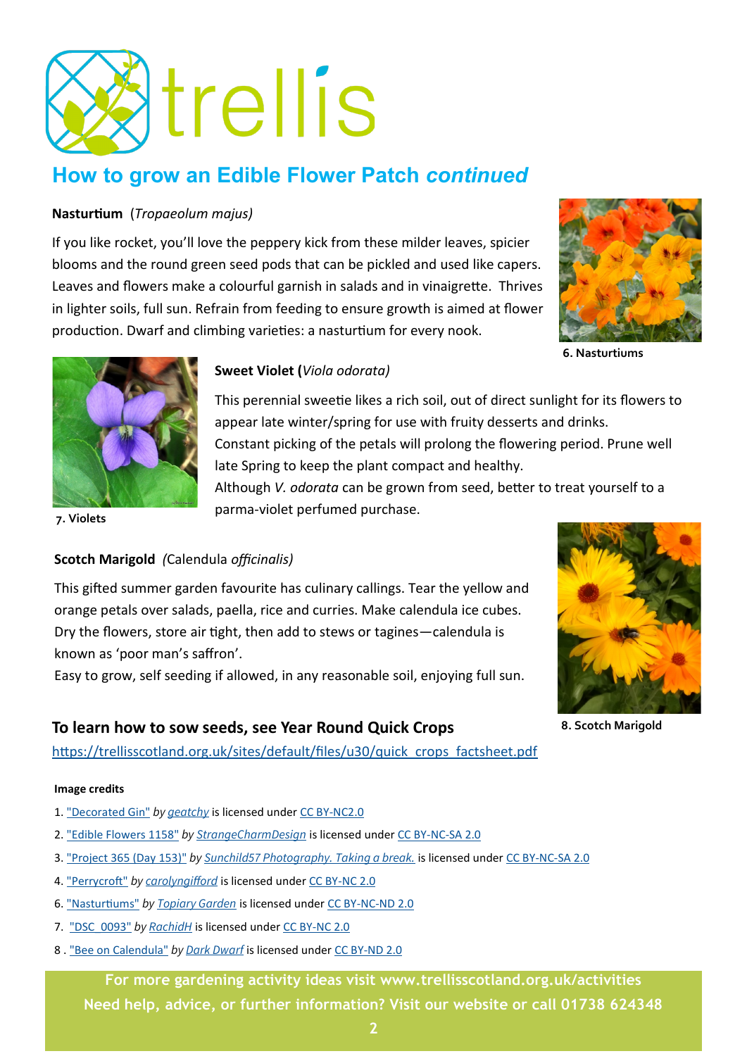# trellis

## How to grow an Edible Flower Patch *continued*

**Nasturtium** (*Tropaeolum majus)*

If you like rocket, you'll love the peppery kick from these milder leaves, spicier blooms and the round green seed pods that can be pickled and used like capers. Leaves and flowers make a colourful garnish in salads and in vinaigrette. Thrives in lighter soils, full sun. Refrain from feeding to ensure growth is aimed at flower production. Dwarf and climbing varieties: a nasturtium for every nook.

**6. Nasturtiums**

**Sweet Violet (***Viola odorata)*

This perennial sweetie likes a rich soil, out of direct sunlight for its flowers to appear late winter/spring for use with fruity desserts and drinks.
Constant picking of the petals will prolong the flowering period. Prune well late Spring to keep the plant compact and healthy.
Although *V. odorata* can be grown from seed, better to treat yourself to a parma-violet perfumed purchase.

**7. Violets**

**Scotch Marigold** *(*Calendula *officinalis)*

This gifted summer garden favourite has culinary callings. Tear the yellow and orange petals over salads, paella, rice and curries. Make calendula ice cubes. Dry the flowers, store air tight, then add to stews or tagines—calendula is known as 'poor man's saffron'.
Easy to grow, self seeding if allowed, in any reasonable soil, enjoying full sun.

**8. Scotch Marigold**

### To learn how to sow seeds, see Year Round Quick Crops

https://trellisscotland.org.uk/sites/default/files/u30/quick_crops_factsheet.pdf

**Image credits**

1. "Decorated Gin" by *geatchy* is licensed under CC BY-NC2.0
2. "Edible Flowers 1158" by *StrangeCharmDesign* is licensed under CC BY-NC-SA 2.0
3. "Project 365 (Day 153)" by *Sunchild57 Photography. Taking a break.* is licensed under CC BY-NC-SA 2.0
4. "Perrycroft" by *carolyngifford* is licensed under CC BY-NC 2.0
6. "Nasturtiums" by *Topiary Garden* is licensed under CC BY-NC-ND 2.0
7. "DSC_0093" by *RachidH* is licensed under CC BY-NC 2.0
8. "Bee on Calendula" by *Dark Dwarf* is licensed under CC BY-ND 2.0

**For more gardening activity ideas visit www.trellisscotland.org.uk/activities**
**Need help, advice, or further information? Visit our website or call 01738 624348**